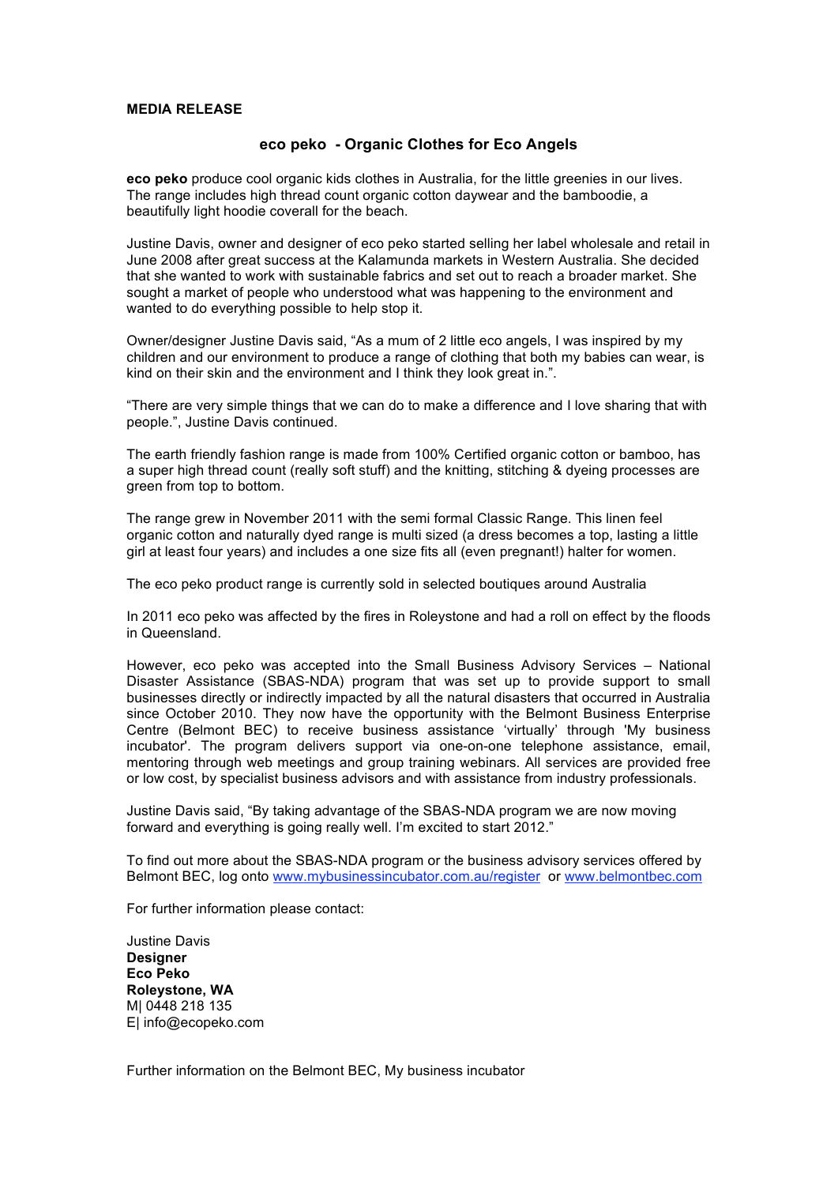**MEDIA RELEASE**

## eco peko - Organic Clothes for Eco Angels

**eco peko** produce cool organic kids clothes in Australia, for the little greenies in our lives. The range includes high thread count organic cotton daywear and the bamboodie, a beautifully light hoodie coverall for the beach.

Justine Davis, owner and designer of eco peko started selling her label wholesale and retail in June 2008 after great success at the Kalamunda markets in Western Australia. She decided that she wanted to work with sustainable fabrics and set out to reach a broader market. She sought a market of people who understood what was happening to the environment and wanted to do everything possible to help stop it.

Owner/designer Justine Davis said, "As a mum of 2 little eco angels, I was inspired by my children and our environment to produce a range of clothing that both my babies can wear, is kind on their skin and the environment and I think they look great in.".

"There are very simple things that we can do to make a difference and I love sharing that with people.", Justine Davis continued.

The earth friendly fashion range is made from 100% Certified organic cotton or bamboo, has a super high thread count (really soft stuff) and the knitting, stitching & dyeing processes are green from top to bottom.

The range grew in November 2011 with the semi formal Classic Range. This linen feel organic cotton and naturally dyed range is multi sized (a dress becomes a top, lasting a little girl at least four years) and includes a one size fits all (even pregnant!) halter for women.

The eco peko product range is currently sold in selected boutiques around Australia

In 2011 eco peko was affected by the fires in Roleystone and had a roll on effect by the floods in Queensland.

However, eco peko was accepted into the Small Business Advisory Services – National Disaster Assistance (SBAS-NDA) program that was set up to provide support to small businesses directly or indirectly impacted by all the natural disasters that occurred in Australia since October 2010. They now have the opportunity with the Belmont Business Enterprise Centre (Belmont BEC) to receive business assistance 'virtually' through 'My business incubator'. The program delivers support via one-on-one telephone assistance, email, mentoring through web meetings and group training webinars. All services are provided free or low cost, by specialist business advisors and with assistance from industry professionals.

Justine Davis said, "By taking advantage of the SBAS-NDA program we are now moving forward and everything is going really well. I'm excited to start 2012."

To find out more about the SBAS-NDA program or the business advisory services offered by Belmont BEC, log onto www.mybusinessincubator.com.au/register or www.belmontbec.com

For further information please contact:

Justine Davis
**Designer**
**Eco Peko**
**Roleystone, WA**
M| 0448 218 135
E| info@ecopeko.com

Further information on the Belmont BEC, My business incubator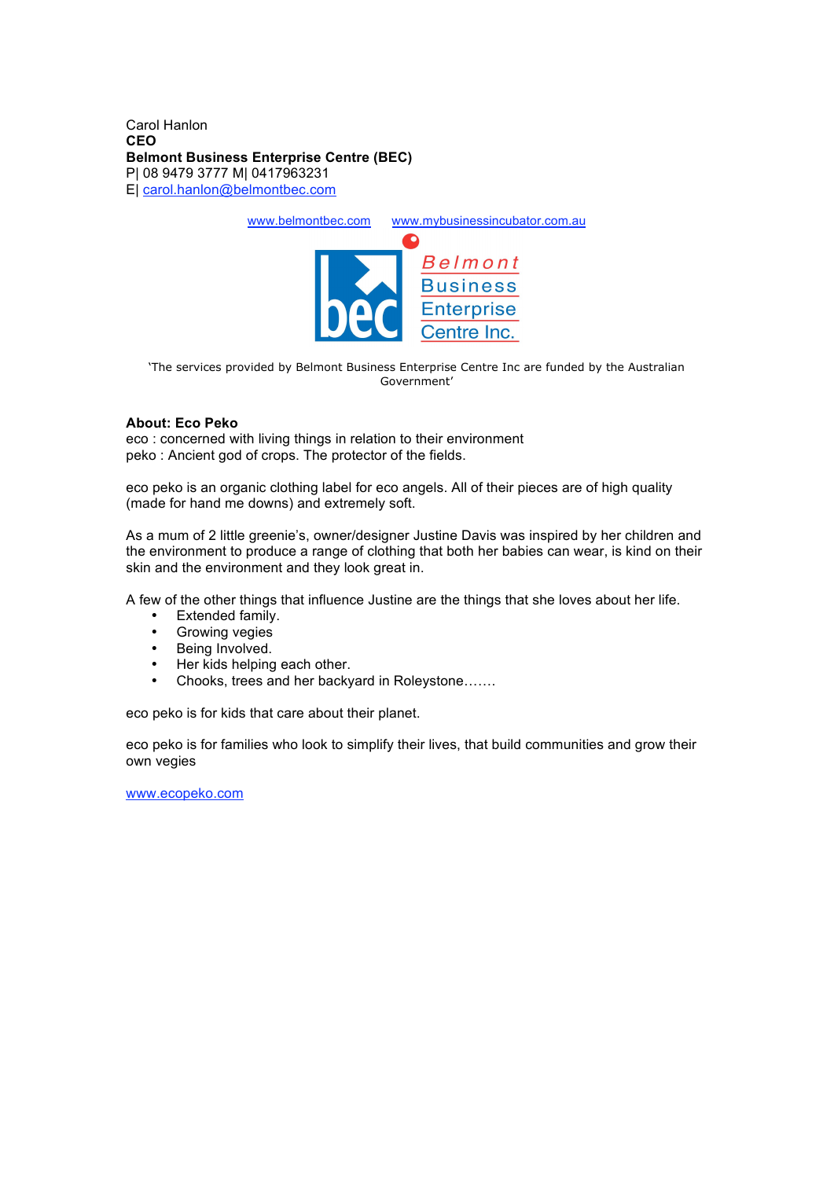Carol Hanlon
**CEO**
**Belmont Business Enterprise Centre (BEC)**
P| 08 9479 3777 M| 0417963231
E| carol.hanlon@belmontbec.com

www.belmontbec.com www.mybusinessincubator.com.au

Belmont Business Enterprise Centre Inc.

'The services provided by Belmont Business Enterprise Centre Inc are funded by the Australian Government'

**About: Eco Peko**
eco : concerned with living things in relation to their environment
peko : Ancient god of crops. The protector of the fields.

eco peko is an organic clothing label for eco angels. All of their pieces are of high quality (made for hand me downs) and extremely soft.

As a mum of 2 little greenie's, owner/designer Justine Davis was inspired by her children and the environment to produce a range of clothing that both her babies can wear, is kind on their skin and the environment and they look great in.

A few of the other things that influence Justine are the things that she loves about her life.

- Extended family.
- Growing vegies
- Being Involved.
- Her kids helping each other.
- Chooks, trees and her backyard in Roleystone…….

eco peko is for kids that care about their planet.

eco peko is for families who look to simplify their lives, that build communities and grow their own vegies

www.ecopeko.com